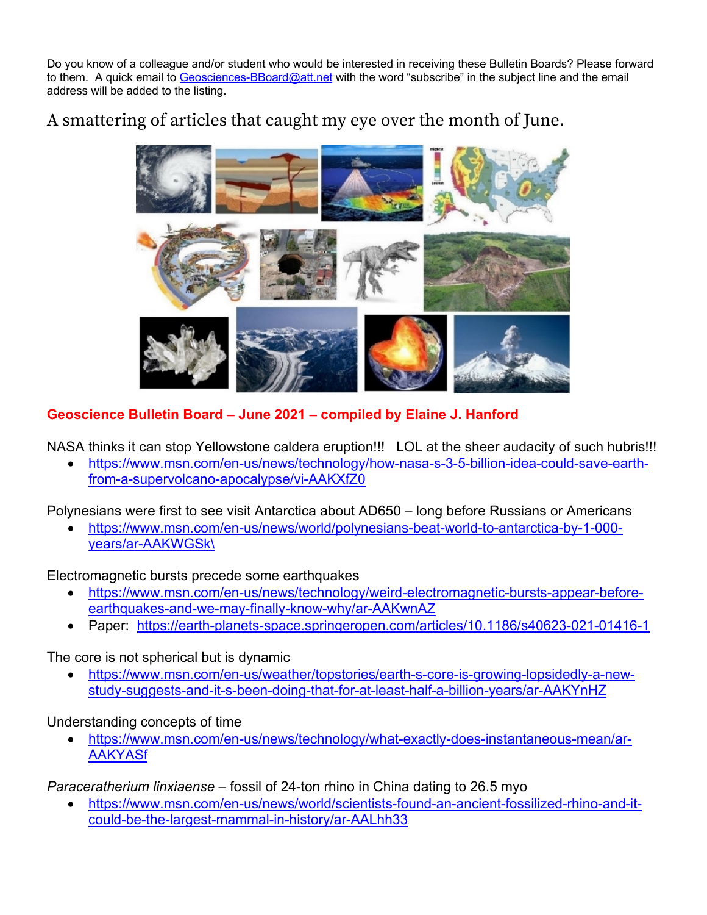Do you know of a colleague and/or student who would be interested in receiving these Bulletin Boards? Please forward to them. A quick email to Geosciences-BBoard@att.net with the word "subscribe" in the subject line and the email address will be added to the listing.

## A smattering of articles that caught my eye over the month of June.

**Geoscience Bulletin Board – June 2021 – compiled by Elaine J. Hanford**

NASA thinks it can stop Yellowstone caldera eruption!!! LOL at the sheer audacity of such hubris!!!

- https://www.msn.com/en-us/news/technology/how-nasa-s-3-5-billion-idea-could-save-earth-from-a-supervolcano-apocalypse/vi-AAKXfZ0

Polynesians were first to see visit Antarctica about AD650 – long before Russians or Americans

- https://www.msn.com/en-us/news/world/polynesians-beat-world-to-antarctica-by-1-000-years/ar-AAKWGSk\

Electromagnetic bursts precede some earthquakes

- https://www.msn.com/en-us/news/technology/weird-electromagnetic-bursts-appear-before-earthquakes-and-we-may-finally-know-why/ar-AAKwnAZ
- Paper: https://earth-planets-space.springeropen.com/articles/10.1186/s40623-021-01416-1

The core is not spherical but is dynamic

- https://www.msn.com/en-us/weather/topstories/earth-s-core-is-growing-lopsidedly-a-new-study-suggests-and-it-s-been-doing-that-for-at-least-half-a-billion-years/ar-AAKYnHZ

Understanding concepts of time

- https://www.msn.com/en-us/news/technology/what-exactly-does-instantaneous-mean/ar-AAKYASf

*Paraceratherium linxiaense* – fossil of 24-ton rhino in China dating to 26.5 myo

- https://www.msn.com/en-us/news/world/scientists-found-an-ancient-fossilized-rhino-and-it-could-be-the-largest-mammal-in-history/ar-AALhh33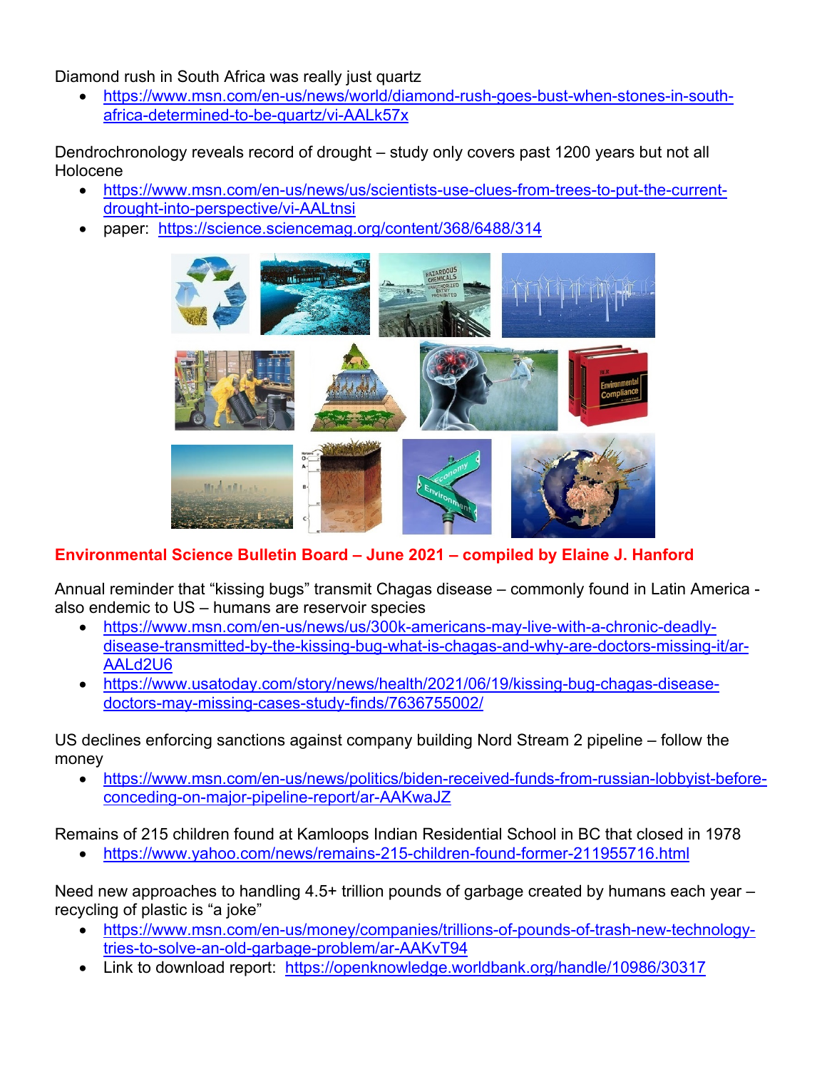Diamond rush in South Africa was really just quartz

- https://www.msn.com/en-us/news/world/diamond-rush-goes-bust-when-stones-in-south-africa-determined-to-be-quartz/vi-AALk57x

Dendrochronology reveals record of drought – study only covers past 1200 years but not all Holocene

- https://www.msn.com/en-us/news/us/scientists-use-clues-from-trees-to-put-the-current-drought-into-perspective/vi-AALtnsi
- paper: https://science.sciencemag.org/content/368/6488/314

## Environmental Science Bulletin Board – June 2021 – compiled by Elaine J. Hanford

Annual reminder that "kissing bugs" transmit Chagas disease – commonly found in Latin America - also endemic to US – humans are reservoir species

- https://www.msn.com/en-us/news/us/300k-americans-may-live-with-a-chronic-deadly-disease-transmitted-by-the-kissing-bug-what-is-chagas-and-why-are-doctors-missing-it/ar-AALd2U6
- https://www.usatoday.com/story/news/health/2021/06/19/kissing-bug-chagas-disease-doctors-may-missing-cases-study-finds/7636755002/

US declines enforcing sanctions against company building Nord Stream 2 pipeline – follow the money

- https://www.msn.com/en-us/news/politics/biden-received-funds-from-russian-lobbyist-before-conceding-on-major-pipeline-report/ar-AAKwaJZ

Remains of 215 children found at Kamloops Indian Residential School in BC that closed in 1978

- https://www.yahoo.com/news/remains-215-children-found-former-211955716.html

Need new approaches to handling 4.5+ trillion pounds of garbage created by humans each year – recycling of plastic is "a joke"

- https://www.msn.com/en-us/money/companies/trillions-of-pounds-of-trash-new-technology-tries-to-solve-an-old-garbage-problem/ar-AAKvT94
- Link to download report: https://openknowledge.worldbank.org/handle/10986/30317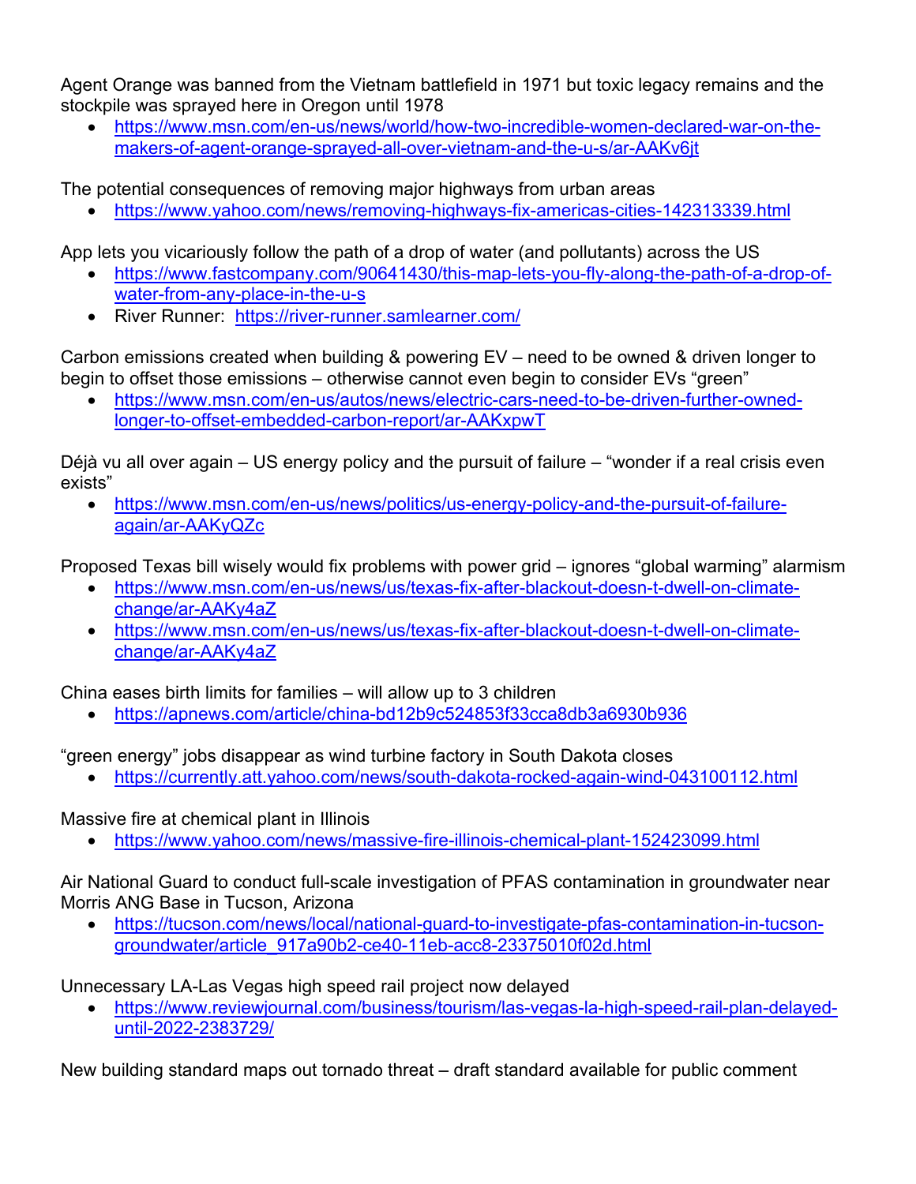Agent Orange was banned from the Vietnam battlefield in 1971 but toxic legacy remains and the stockpile was sprayed here in Oregon until 1978

- https://www.msn.com/en-us/news/world/how-two-incredible-women-declared-war-on-the-makers-of-agent-orange-sprayed-all-over-vietnam-and-the-u-s/ar-AAKv6jt

The potential consequences of removing major highways from urban areas

- https://www.yahoo.com/news/removing-highways-fix-americas-cities-142313339.html

App lets you vicariously follow the path of a drop of water (and pollutants) across the US

- https://www.fastcompany.com/90641430/this-map-lets-you-fly-along-the-path-of-a-drop-of-water-from-any-place-in-the-u-s
- River Runner: https://river-runner.samlearner.com/

Carbon emissions created when building & powering EV – need to be owned & driven longer to begin to offset those emissions – otherwise cannot even begin to consider EVs "green"

- https://www.msn.com/en-us/autos/news/electric-cars-need-to-be-driven-further-owned-longer-to-offset-embedded-carbon-report/ar-AAKxpwT

Déjà vu all over again – US energy policy and the pursuit of failure – "wonder if a real crisis even exists"

- https://www.msn.com/en-us/news/politics/us-energy-policy-and-the-pursuit-of-failure-again/ar-AAKyQZc

Proposed Texas bill wisely would fix problems with power grid – ignores "global warming" alarmism

- https://www.msn.com/en-us/news/us/texas-fix-after-blackout-doesn-t-dwell-on-climate-change/ar-AAKy4aZ
- https://www.msn.com/en-us/news/us/texas-fix-after-blackout-doesn-t-dwell-on-climate-change/ar-AAKy4aZ

China eases birth limits for families – will allow up to 3 children

- https://apnews.com/article/china-bd12b9c524853f33cca8db3a6930b936

"green energy" jobs disappear as wind turbine factory in South Dakota closes

- https://currently.att.yahoo.com/news/south-dakota-rocked-again-wind-043100112.html

Massive fire at chemical plant in Illinois

- https://www.yahoo.com/news/massive-fire-illinois-chemical-plant-152423099.html

Air National Guard to conduct full-scale investigation of PFAS contamination in groundwater near Morris ANG Base in Tucson, Arizona

- https://tucson.com/news/local/national-guard-to-investigate-pfas-contamination-in-tucson-groundwater/article_917a90b2-ce40-11eb-acc8-23375010f02d.html

Unnecessary LA-Las Vegas high speed rail project now delayed

- https://www.reviewjournal.com/business/tourism/las-vegas-la-high-speed-rail-plan-delayed-until-2022-2383729/

New building standard maps out tornado threat – draft standard available for public comment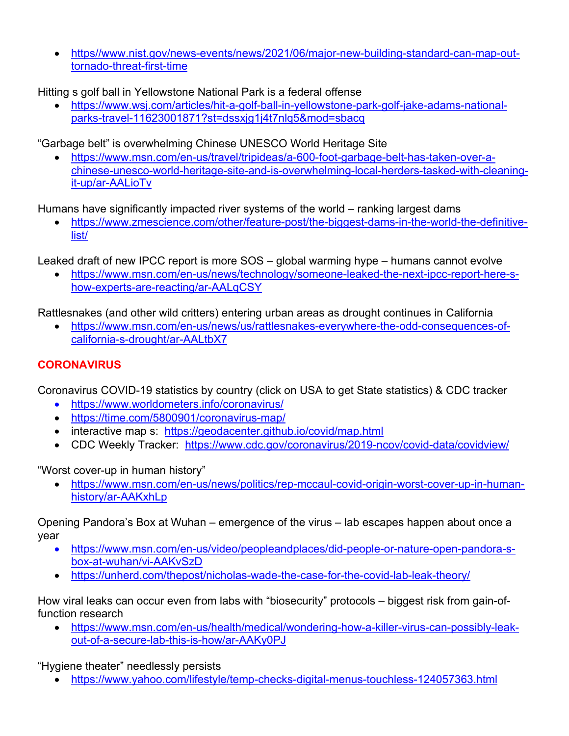- https//www.nist.gov/news-events/news/2021/06/major-new-building-standard-can-map-out-tornado-threat-first-time

Hitting s golf ball in Yellowstone National Park is a federal offense

- https://www.wsj.com/articles/hit-a-golf-ball-in-yellowstone-park-golf-jake-adams-national-parks-travel-11623001871?st=dssxjg1j4t7nlq5&mod=sbacq

"Garbage belt" is overwhelming Chinese UNESCO World Heritage Site

- https://www.msn.com/en-us/travel/tripideas/a-600-foot-garbage-belt-has-taken-over-a-chinese-unesco-world-heritage-site-and-is-overwhelming-local-herders-tasked-with-cleaning-it-up/ar-AALioTv

Humans have significantly impacted river systems of the world – ranking largest dams

- https://www.zmescience.com/other/feature-post/the-biggest-dams-in-the-world-the-definitive-list/

Leaked draft of new IPCC report is more SOS – global warming hype – humans cannot evolve

- https://www.msn.com/en-us/news/technology/someone-leaked-the-next-ipcc-report-here-s-how-experts-are-reacting/ar-AALqCSY

Rattlesnakes (and other wild critters) entering urban areas as drought continues in California

- https://www.msn.com/en-us/news/us/rattlesnakes-everywhere-the-odd-consequences-of-california-s-drought/ar-AALtbX7

## CORONAVIRUS

Coronavirus COVID-19 statistics by country (click on USA to get State statistics) & CDC tracker

- https://www.worldometers.info/coronavirus/
- https://time.com/5800901/coronavirus-map/
- interactive map s: https://geodacenter.github.io/covid/map.html
- CDC Weekly Tracker: https://www.cdc.gov/coronavirus/2019-ncov/covid-data/covidview/

"Worst cover-up in human history"

- https://www.msn.com/en-us/news/politics/rep-mccaul-covid-origin-worst-cover-up-in-human-history/ar-AAKxhLp

Opening Pandora's Box at Wuhan – emergence of the virus – lab escapes happen about once a year

- https://www.msn.com/en-us/video/peopleandplaces/did-people-or-nature-open-pandora-s-box-at-wuhan/vi-AAKvSzD
- https://unherd.com/thepost/nicholas-wade-the-case-for-the-covid-lab-leak-theory/

How viral leaks can occur even from labs with "biosecurity" protocols – biggest risk from gain-of-function research

- https://www.msn.com/en-us/health/medical/wondering-how-a-killer-virus-can-possibly-leak-out-of-a-secure-lab-this-is-how/ar-AAKy0PJ

"Hygiene theater" needlessly persists

- https://www.yahoo.com/lifestyle/temp-checks-digital-menus-touchless-124057363.html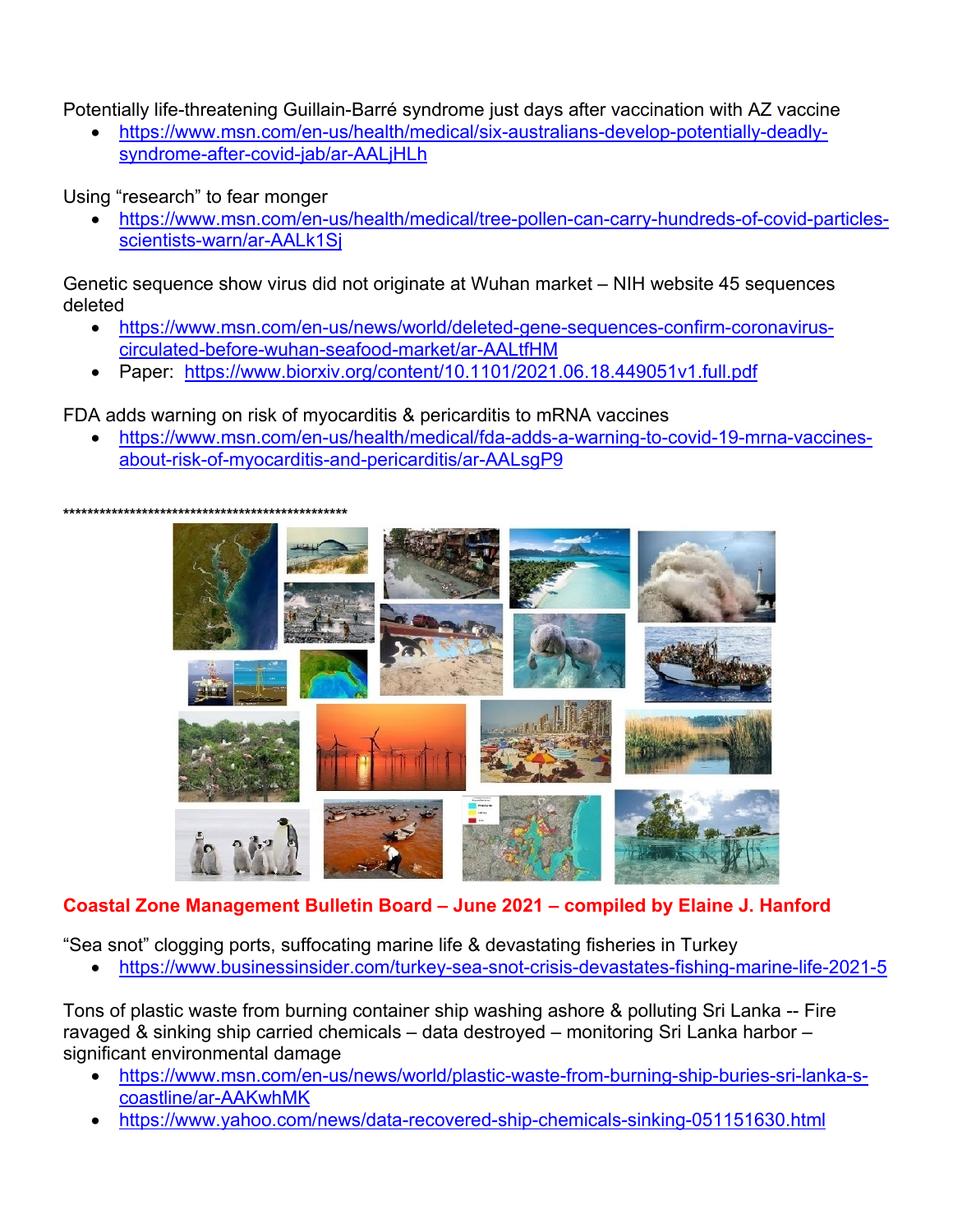Potentially life-threatening Guillain-Barré syndrome just days after vaccination with AZ vaccine

- https://www.msn.com/en-us/health/medical/six-australians-develop-potentially-deadly-syndrome-after-covid-jab/ar-AALjHLh

Using "research" to fear monger

- https://www.msn.com/en-us/health/medical/tree-pollen-can-carry-hundreds-of-covid-particles-scientists-warn/ar-AALk1Sj

Genetic sequence show virus did not originate at Wuhan market – NIH website 45 sequences deleted

- https://www.msn.com/en-us/news/world/deleted-gene-sequences-confirm-coronavirus-circulated-before-wuhan-seafood-market/ar-AALtfHM
- Paper: https://www.biorxiv.org/content/10.1101/2021.06.18.449051v1.full.pdf

FDA adds warning on risk of myocarditis & pericarditis to mRNA vaccines

- https://www.msn.com/en-us/health/medical/fda-adds-a-warning-to-covid-19-mrna-vaccines-about-risk-of-myocarditis-and-pericarditis/ar-AALsgP9

**************************************************

## Coastal Zone Management Bulletin Board – June 2021 – compiled by Elaine J. Hanford

"Sea snot" clogging ports, suffocating marine life & devastating fisheries in Turkey

- https://www.businessinsider.com/turkey-sea-snot-crisis-devastates-fishing-marine-life-2021-5

Tons of plastic waste from burning container ship washing ashore & polluting Sri Lanka -- Fire ravaged & sinking ship carried chemicals – data destroyed – monitoring Sri Lanka harbor – significant environmental damage

- https://www.msn.com/en-us/news/world/plastic-waste-from-burning-ship-buries-sri-lanka-s-coastline/ar-AAKwhMK
- https://www.yahoo.com/news/data-recovered-ship-chemicals-sinking-051151630.html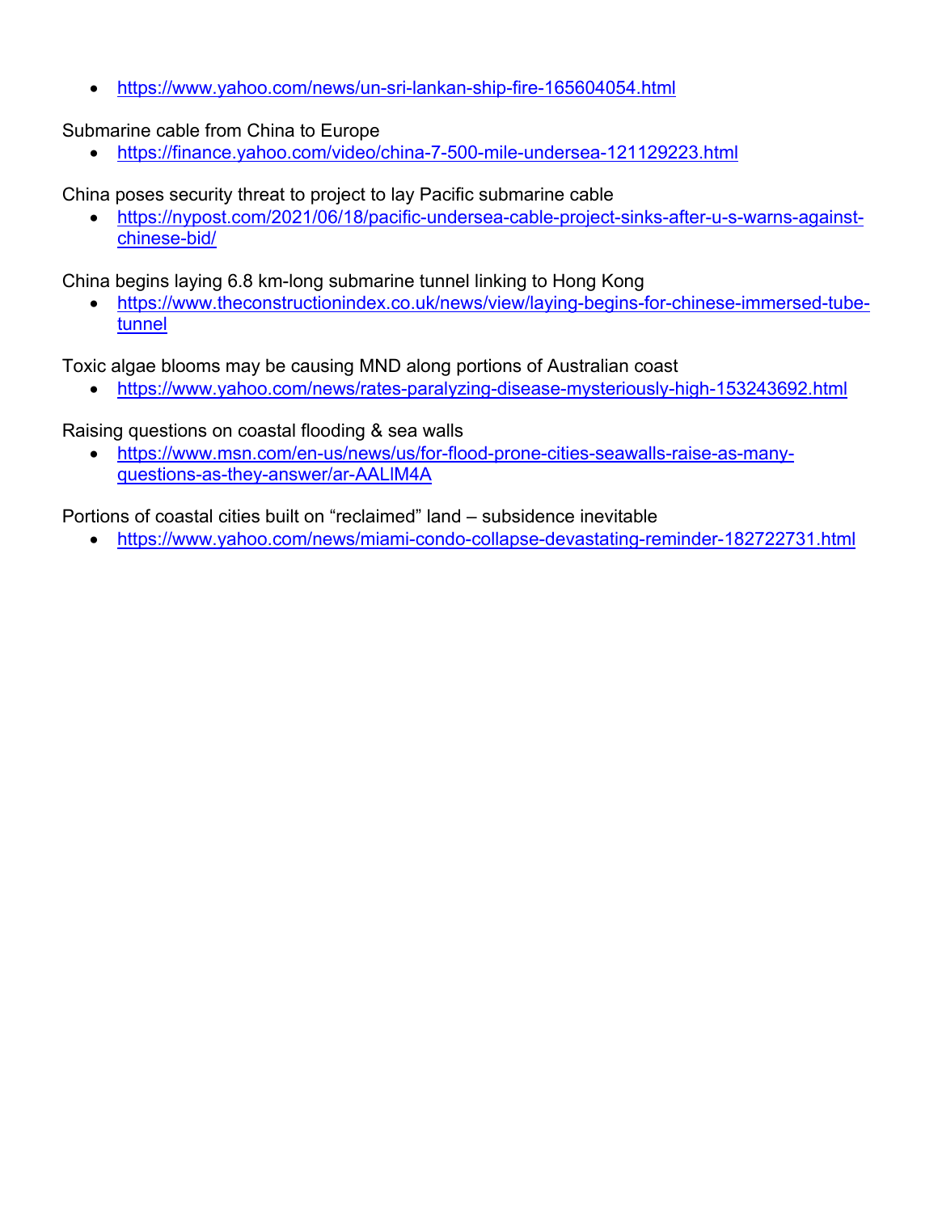- https://www.yahoo.com/news/un-sri-lankan-ship-fire-165604054.html

Submarine cable from China to Europe

- https://finance.yahoo.com/video/china-7-500-mile-undersea-121129223.html

China poses security threat to project to lay Pacific submarine cable

- https://nypost.com/2021/06/18/pacific-undersea-cable-project-sinks-after-u-s-warns-against-chinese-bid/

China begins laying 6.8 km-long submarine tunnel linking to Hong Kong

- https://www.theconstructionindex.co.uk/news/view/laying-begins-for-chinese-immersed-tube-tunnel

Toxic algae blooms may be causing MND along portions of Australian coast

- https://www.yahoo.com/news/rates-paralyzing-disease-mysteriously-high-153243692.html

Raising questions on coastal flooding & sea walls

- https://www.msn.com/en-us/news/us/for-flood-prone-cities-seawalls-raise-as-many-questions-as-they-answer/ar-AALlM4A

Portions of coastal cities built on "reclaimed" land – subsidence inevitable

- https://www.yahoo.com/news/miami-condo-collapse-devastating-reminder-182722731.html